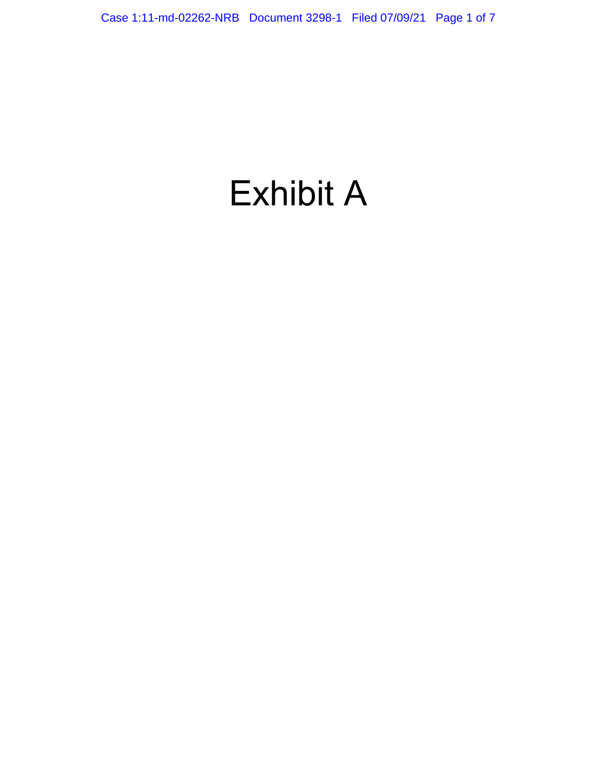# Exhibit A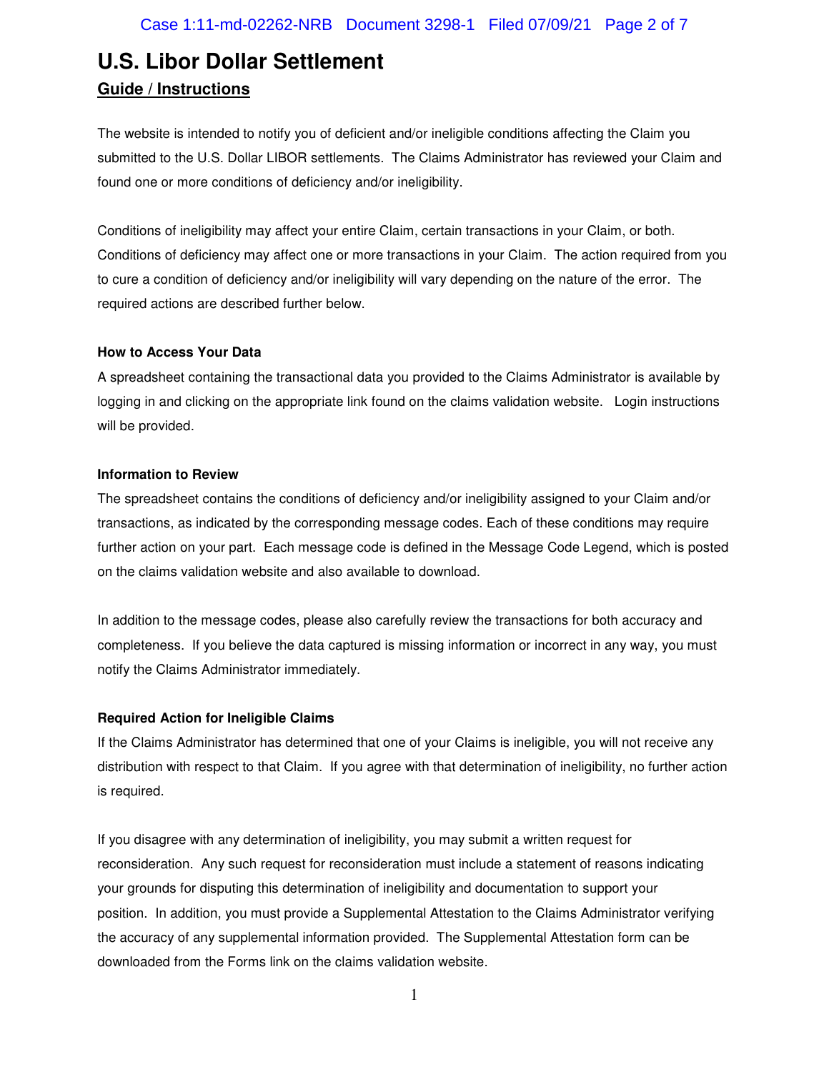# U.S. Libor Dollar Settlement

## Guide / Instructions

The website is intended to notify you of deficient and/or ineligible conditions affecting the Claim you submitted to the U.S. Dollar LIBOR settlements. The Claims Administrator has reviewed your Claim and found one or more conditions of deficiency and/or ineligibility.

Conditions of ineligibility may affect your entire Claim, certain transactions in your Claim, or both. Conditions of deficiency may affect one or more transactions in your Claim. The action required from you to cure a condition of deficiency and/or ineligibility will vary depending on the nature of the error. The required actions are described further below.

**How to Access Your Data**

A spreadsheet containing the transactional data you provided to the Claims Administrator is available by logging in and clicking on the appropriate link found on the claims validation website. Login instructions will be provided.

**Information to Review**

The spreadsheet contains the conditions of deficiency and/or ineligibility assigned to your Claim and/or transactions, as indicated by the corresponding message codes. Each of these conditions may require further action on your part. Each message code is defined in the Message Code Legend, which is posted on the claims validation website and also available to download.

In addition to the message codes, please also carefully review the transactions for both accuracy and completeness. If you believe the data captured is missing information or incorrect in any way, you must notify the Claims Administrator immediately.

**Required Action for Ineligible Claims**

If the Claims Administrator has determined that one of your Claims is ineligible, you will not receive any distribution with respect to that Claim. If you agree with that determination of ineligibility, no further action is required.

If you disagree with any determination of ineligibility, you may submit a written request for reconsideration. Any such request for reconsideration must include a statement of reasons indicating your grounds for disputing this determination of ineligibility and documentation to support your position. In addition, you must provide a Supplemental Attestation to the Claims Administrator verifying the accuracy of any supplemental information provided. The Supplemental Attestation form can be downloaded from the Forms link on the claims validation website.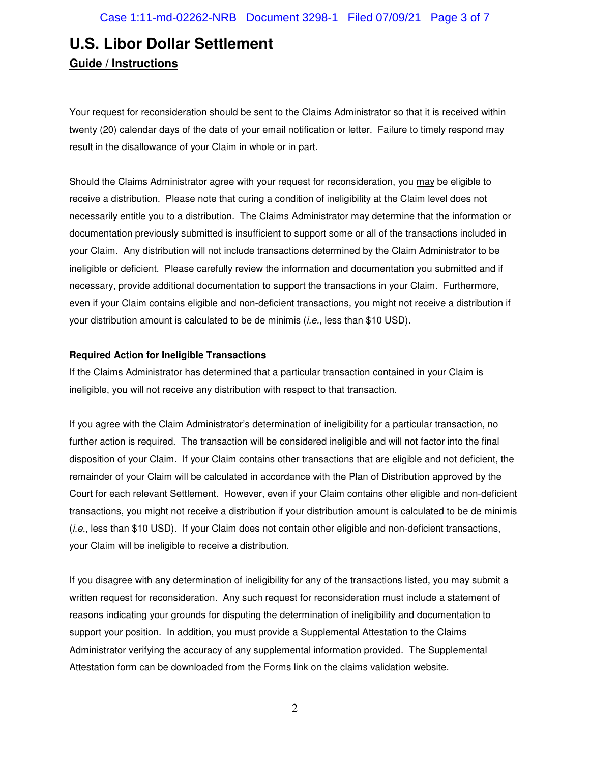# U.S. Libor Dollar Settlement

## Guide / Instructions

Your request for reconsideration should be sent to the Claims Administrator so that it is received within twenty (20) calendar days of the date of your email notification or letter. Failure to timely respond may result in the disallowance of your Claim in whole or in part.

Should the Claims Administrator agree with your request for reconsideration, you may be eligible to receive a distribution. Please note that curing a condition of ineligibility at the Claim level does not necessarily entitle you to a distribution. The Claims Administrator may determine that the information or documentation previously submitted is insufficient to support some or all of the transactions included in your Claim. Any distribution will not include transactions determined by the Claim Administrator to be ineligible or deficient. Please carefully review the information and documentation you submitted and if necessary, provide additional documentation to support the transactions in your Claim. Furthermore, even if your Claim contains eligible and non-deficient transactions, you might not receive a distribution if your distribution amount is calculated to be de minimis (*i.e.*, less than $10 USD).

**Required Action for Ineligible Transactions**

If the Claims Administrator has determined that a particular transaction contained in your Claim is ineligible, you will not receive any distribution with respect to that transaction.

If you agree with the Claim Administrator's determination of ineligibility for a particular transaction, no further action is required. The transaction will be considered ineligible and will not factor into the final disposition of your Claim. If your Claim contains other transactions that are eligible and not deficient, the remainder of your Claim will be calculated in accordance with the Plan of Distribution approved by the Court for each relevant Settlement. However, even if your Claim contains other eligible and non-deficient transactions, you might not receive a distribution if your distribution amount is calculated to be de minimis (*i.e.*, less than $10 USD). If your Claim does not contain other eligible and non-deficient transactions, your Claim will be ineligible to receive a distribution.

If you disagree with any determination of ineligibility for any of the transactions listed, you may submit a written request for reconsideration. Any such request for reconsideration must include a statement of reasons indicating your grounds for disputing the determination of ineligibility and documentation to support your position. In addition, you must provide a Supplemental Attestation to the Claims Administrator verifying the accuracy of any supplemental information provided. The Supplemental Attestation form can be downloaded from the Forms link on the claims validation website.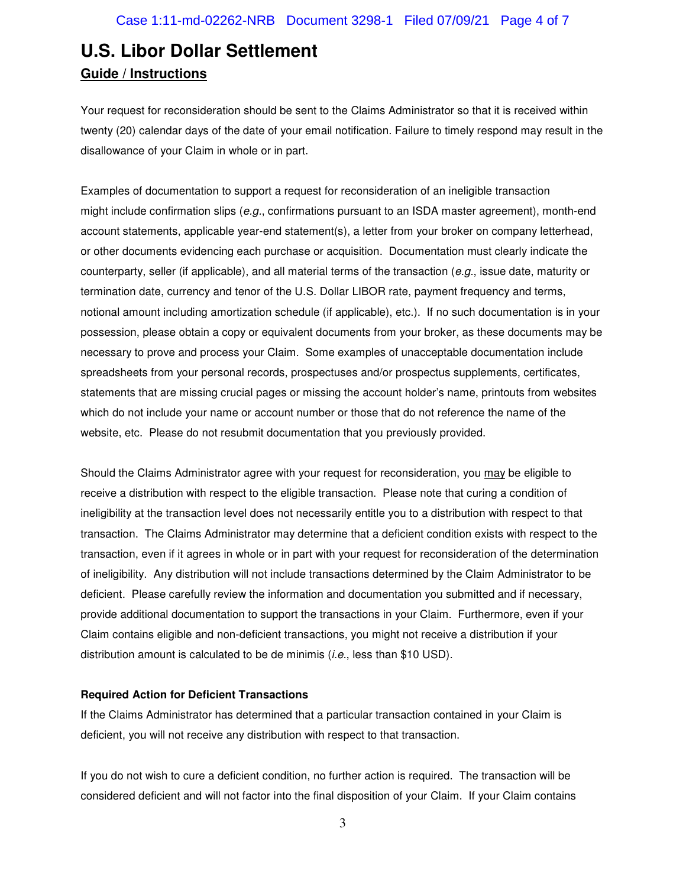# U.S. Libor Dollar Settlement

## Guide / Instructions

Your request for reconsideration should be sent to the Claims Administrator so that it is received within twenty (20) calendar days of the date of your email notification. Failure to timely respond may result in the disallowance of your Claim in whole or in part.

Examples of documentation to support a request for reconsideration of an ineligible transaction might include confirmation slips (*e.g.*, confirmations pursuant to an ISDA master agreement), month-end account statements, applicable year-end statement(s), a letter from your broker on company letterhead, or other documents evidencing each purchase or acquisition. Documentation must clearly indicate the counterparty, seller (if applicable), and all material terms of the transaction (*e.g.*, issue date, maturity or termination date, currency and tenor of the U.S. Dollar LIBOR rate, payment frequency and terms, notional amount including amortization schedule (if applicable), etc.). If no such documentation is in your possession, please obtain a copy or equivalent documents from your broker, as these documents may be necessary to prove and process your Claim. Some examples of unacceptable documentation include spreadsheets from your personal records, prospectuses and/or prospectus supplements, certificates, statements that are missing crucial pages or missing the account holder's name, printouts from websites which do not include your name or account number or those that do not reference the name of the website, etc. Please do not resubmit documentation that you previously provided.

Should the Claims Administrator agree with your request for reconsideration, you <u>may</u> be eligible to receive a distribution with respect to the eligible transaction. Please note that curing a condition of ineligibility at the transaction level does not necessarily entitle you to a distribution with respect to that transaction. The Claims Administrator may determine that a deficient condition exists with respect to the transaction, even if it agrees in whole or in part with your request for reconsideration of the determination of ineligibility. Any distribution will not include transactions determined by the Claim Administrator to be deficient. Please carefully review the information and documentation you submitted and if necessary, provide additional documentation to support the transactions in your Claim. Furthermore, even if your Claim contains eligible and non-deficient transactions, you might not receive a distribution if your distribution amount is calculated to be de minimis (*i.e.*, less than $10 USD).

**Required Action for Deficient Transactions**

If the Claims Administrator has determined that a particular transaction contained in your Claim is deficient, you will not receive any distribution with respect to that transaction.

If you do not wish to cure a deficient condition, no further action is required. The transaction will be considered deficient and will not factor into the final disposition of your Claim. If your Claim contains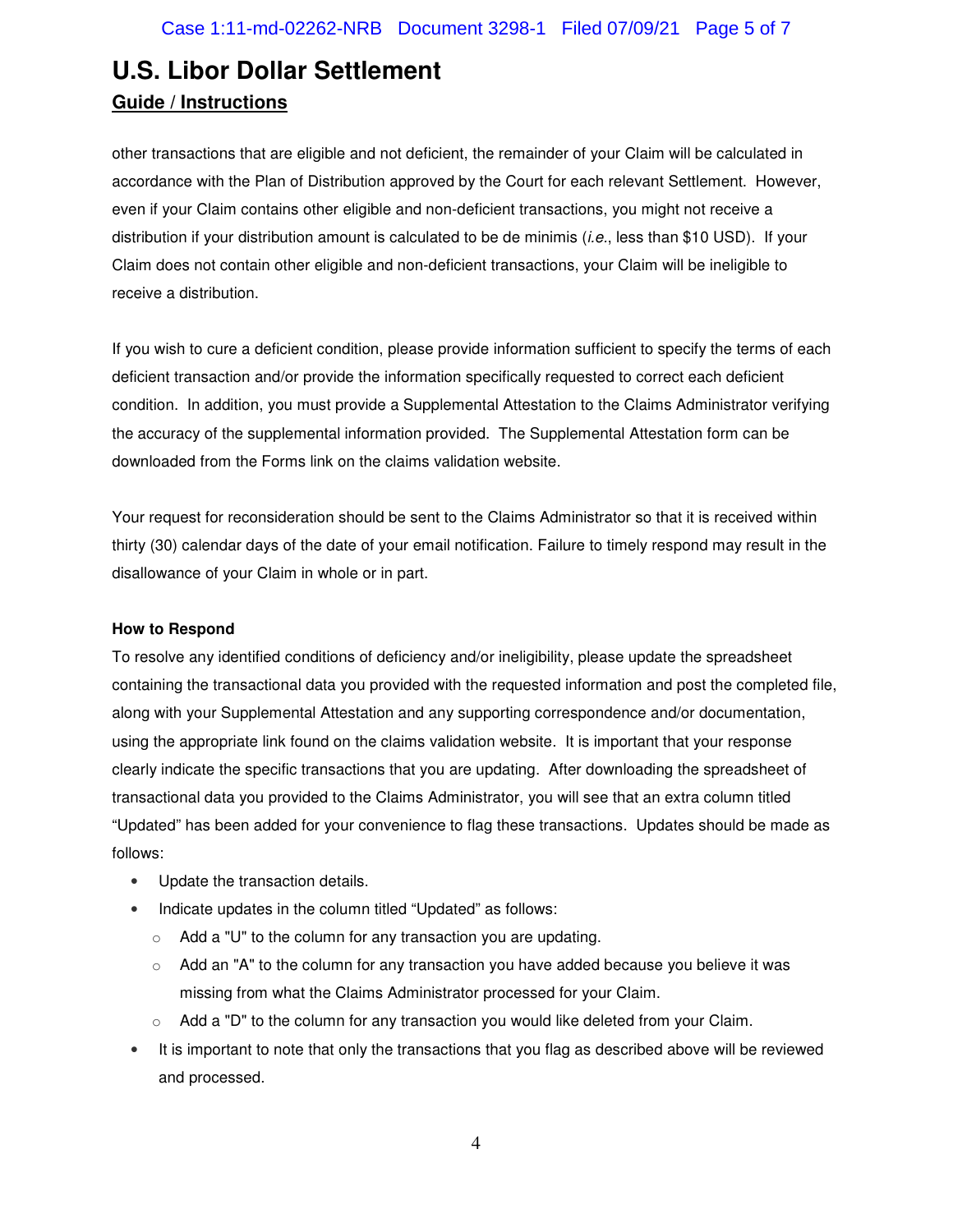# U.S. Libor Dollar Settlement

## Guide / Instructions

other transactions that are eligible and not deficient, the remainder of your Claim will be calculated in accordance with the Plan of Distribution approved by the Court for each relevant Settlement. However, even if your Claim contains other eligible and non-deficient transactions, you might not receive a distribution if your distribution amount is calculated to be de minimis (*i.e.*, less than $10 USD). If your Claim does not contain other eligible and non-deficient transactions, your Claim will be ineligible to receive a distribution.

If you wish to cure a deficient condition, please provide information sufficient to specify the terms of each deficient transaction and/or provide the information specifically requested to correct each deficient condition. In addition, you must provide a Supplemental Attestation to the Claims Administrator verifying the accuracy of the supplemental information provided. The Supplemental Attestation form can be downloaded from the Forms link on the claims validation website.

Your request for reconsideration should be sent to the Claims Administrator so that it is received within thirty (30) calendar days of the date of your email notification. Failure to timely respond may result in the disallowance of your Claim in whole or in part.

**How to Respond**

To resolve any identified conditions of deficiency and/or ineligibility, please update the spreadsheet containing the transactional data you provided with the requested information and post the completed file, along with your Supplemental Attestation and any supporting correspondence and/or documentation, using the appropriate link found on the claims validation website. It is important that your response clearly indicate the specific transactions that you are updating. After downloading the spreadsheet of transactional data you provided to the Claims Administrator, you will see that an extra column titled "Updated" has been added for your convenience to flag these transactions. Updates should be made as follows:

- Update the transaction details.
- Indicate updates in the column titled "Updated" as follows:
  - Add a "U" to the column for any transaction you are updating.
  - Add an "A" to the column for any transaction you have added because you believe it was missing from what the Claims Administrator processed for your Claim.
  - Add a "D" to the column for any transaction you would like deleted from your Claim.
- It is important to note that only the transactions that you flag as described above will be reviewed and processed.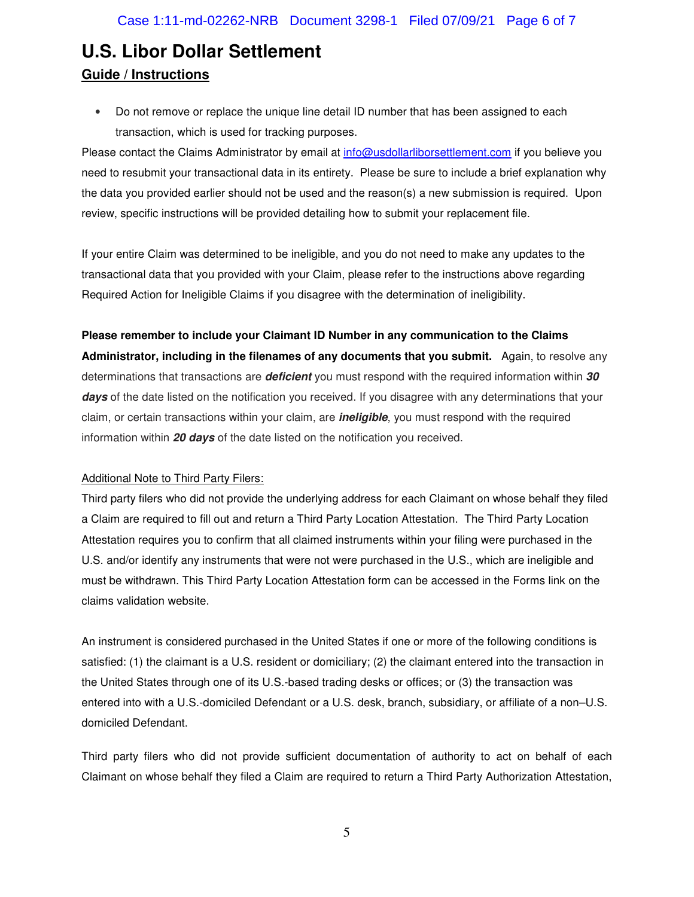# U.S. Libor Dollar Settlement

## Guide / Instructions

- Do not remove or replace the unique line detail ID number that has been assigned to each transaction, which is used for tracking purposes.

Please contact the Claims Administrator by email at info@usdollarliborsettlement.com if you believe you need to resubmit your transactional data in its entirety. Please be sure to include a brief explanation why the data you provided earlier should not be used and the reason(s) a new submission is required. Upon review, specific instructions will be provided detailing how to submit your replacement file.

If your entire Claim was determined to be ineligible, and you do not need to make any updates to the transactional data that you provided with your Claim, please refer to the instructions above regarding Required Action for Ineligible Claims if you disagree with the determination of ineligibility.

**Please remember to include your Claimant ID Number in any communication to the Claims Administrator, including in the filenames of any documents that you submit.** Again, to resolve any determinations that transactions are ***deficient*** you must respond with the required information within ***30 days*** of the date listed on the notification you received. If you disagree with any determinations that your claim, or certain transactions within your claim, are ***ineligible***, you must respond with the required information within ***20 days*** of the date listed on the notification you received.

Additional Note to Third Party Filers:

Third party filers who did not provide the underlying address for each Claimant on whose behalf they filed a Claim are required to fill out and return a Third Party Location Attestation. The Third Party Location Attestation requires you to confirm that all claimed instruments within your filing were purchased in the U.S. and/or identify any instruments that were not were purchased in the U.S., which are ineligible and must be withdrawn. This Third Party Location Attestation form can be accessed in the Forms link on the claims validation website.

An instrument is considered purchased in the United States if one or more of the following conditions is satisfied: (1) the claimant is a U.S. resident or domiciliary; (2) the claimant entered into the transaction in the United States through one of its U.S.-based trading desks or offices; or (3) the transaction was entered into with a U.S.-domiciled Defendant or a U.S. desk, branch, subsidiary, or affiliate of a non–U.S. domiciled Defendant.

Third party filers who did not provide sufficient documentation of authority to act on behalf of each Claimant on whose behalf they filed a Claim are required to return a Third Party Authorization Attestation,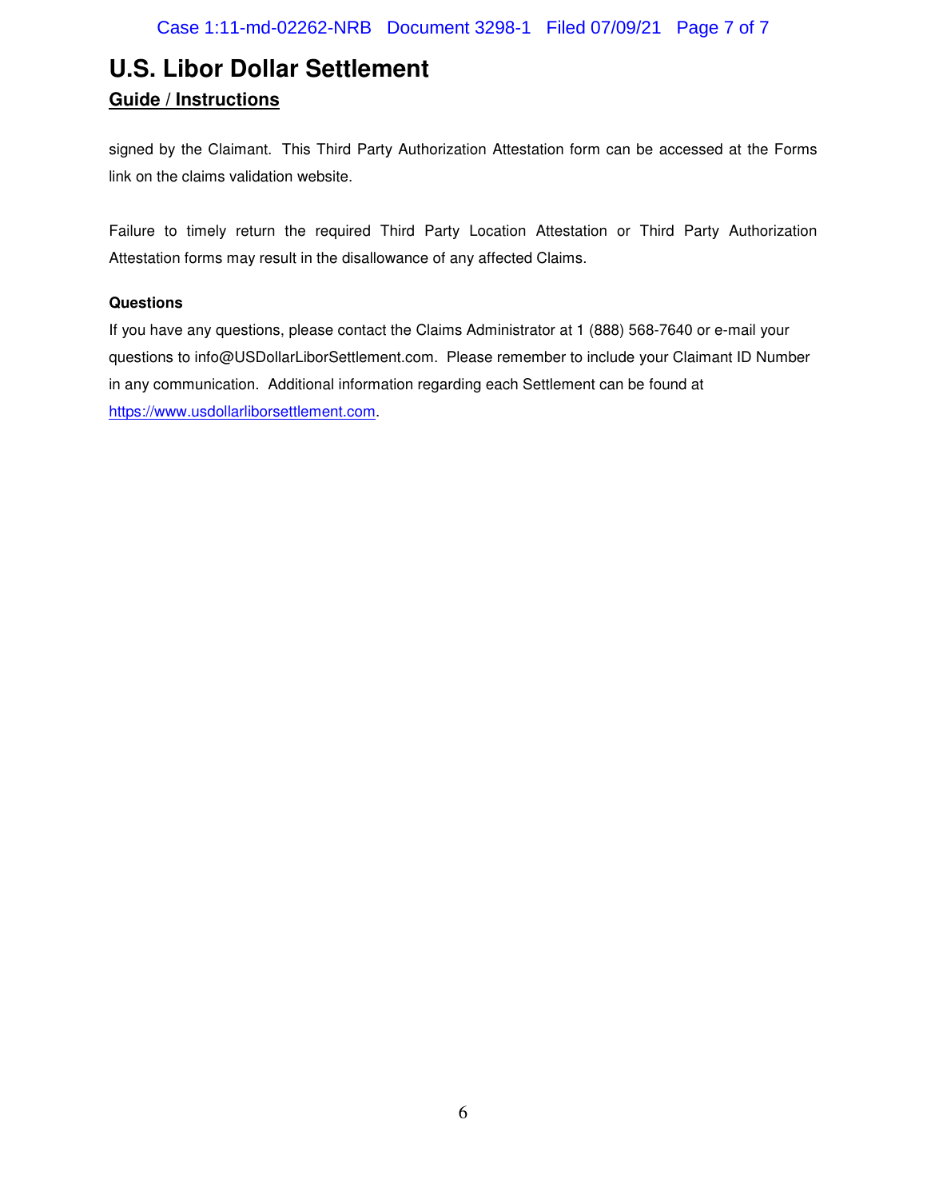signed by the Claimant. This Third Party Authorization Attestation form can be accessed at the Forms link on the claims validation website.

Failure to timely return the required Third Party Location Attestation or Third Party Authorization Attestation forms may result in the disallowance of any affected Claims.

**Questions**

If you have any questions, please contact the Claims Administrator at 1 (888) 568-7640 or e-mail your questions to info@USDollarLiborSettlement.com. Please remember to include your Claimant ID Number in any communication. Additional information regarding each Settlement can be found at https://www.usdollarliborsettlement.com.